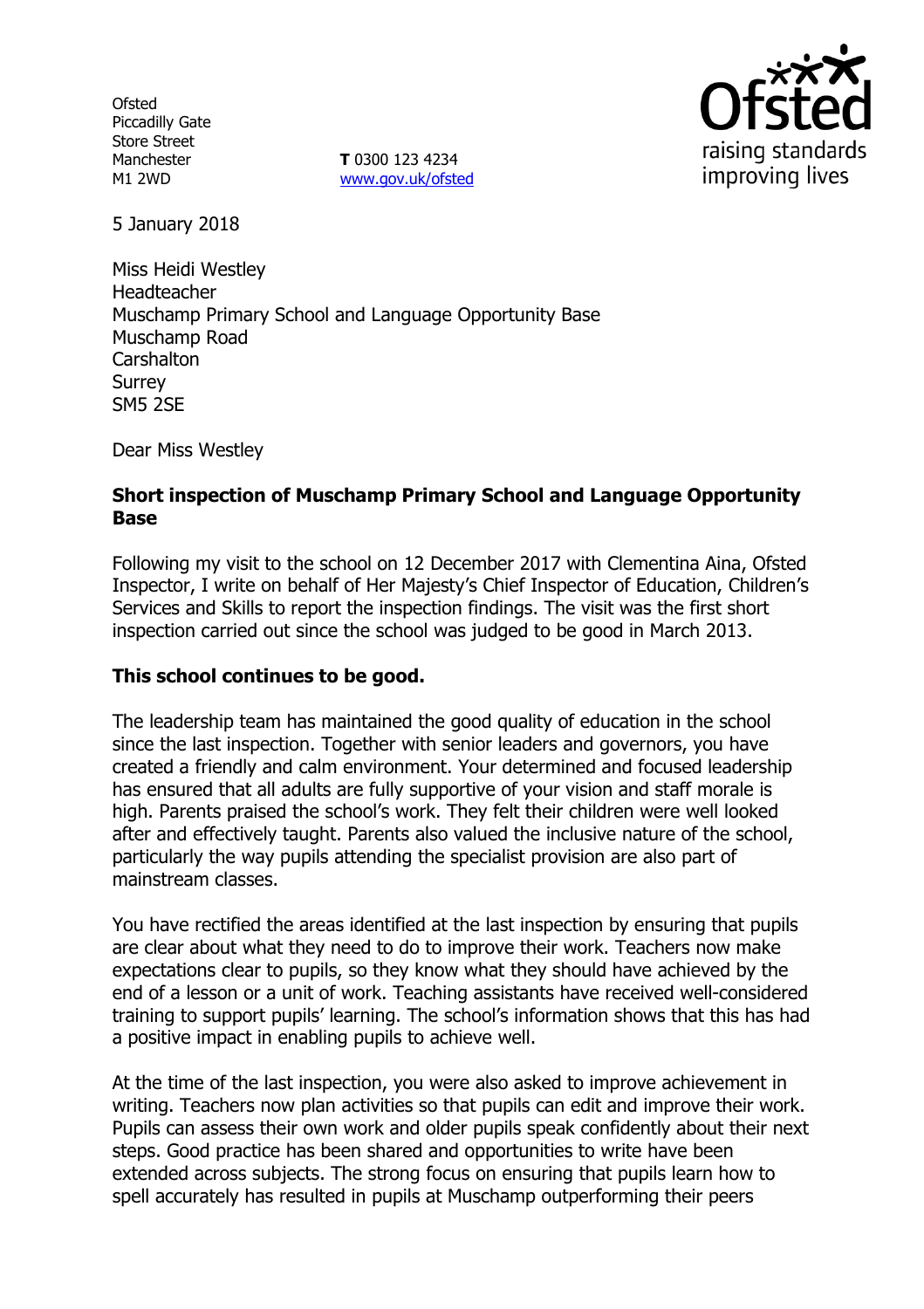Ofsted
Piccadilly Gate
Store Street
Manchester
M1 2WD

**T** 0300 123 4234
www.gov.uk/ofsted

5 January 2018

Miss Heidi Westley
Headteacher
Muschamp Primary School and Language Opportunity Base
Muschamp Road
Carshalton
Surrey
SM5 2SE

Dear Miss Westley

**Short inspection of Muschamp Primary School and Language Opportunity Base**

Following my visit to the school on 12 December 2017 with Clementina Aina, Ofsted Inspector, I write on behalf of Her Majesty's Chief Inspector of Education, Children's Services and Skills to report the inspection findings. The visit was the first short inspection carried out since the school was judged to be good in March 2013.

**This school continues to be good.**

The leadership team has maintained the good quality of education in the school since the last inspection. Together with senior leaders and governors, you have created a friendly and calm environment. Your determined and focused leadership has ensured that all adults are fully supportive of your vision and staff morale is high. Parents praised the school's work. They felt their children were well looked after and effectively taught. Parents also valued the inclusive nature of the school, particularly the way pupils attending the specialist provision are also part of mainstream classes.

You have rectified the areas identified at the last inspection by ensuring that pupils are clear about what they need to do to improve their work. Teachers now make expectations clear to pupils, so they know what they should have achieved by the end of a lesson or a unit of work. Teaching assistants have received well-considered training to support pupils' learning. The school's information shows that this has had a positive impact in enabling pupils to achieve well.

At the time of the last inspection, you were also asked to improve achievement in writing. Teachers now plan activities so that pupils can edit and improve their work. Pupils can assess their own work and older pupils speak confidently about their next steps. Good practice has been shared and opportunities to write have been extended across subjects. The strong focus on ensuring that pupils learn how to spell accurately has resulted in pupils at Muschamp outperforming their peers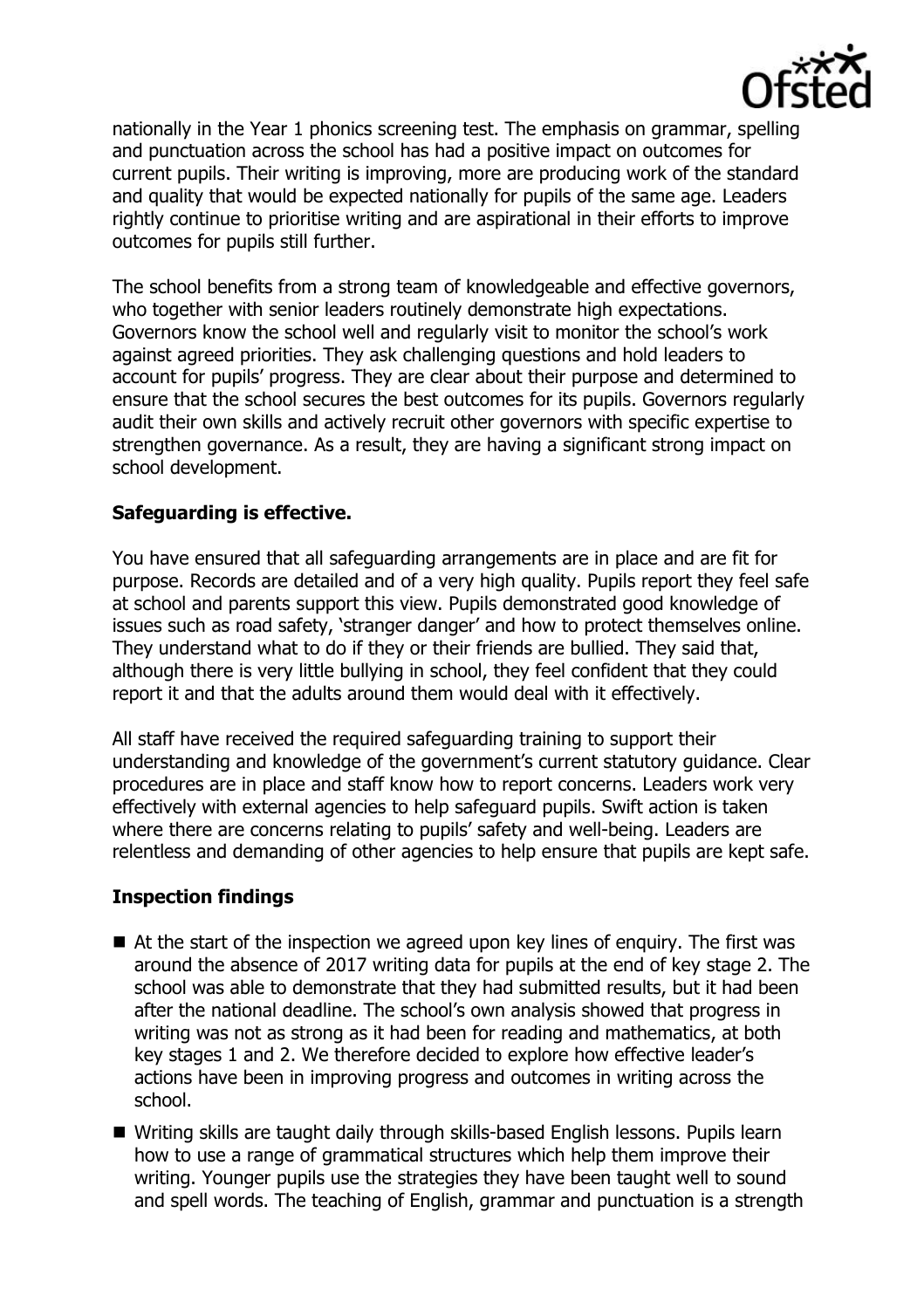nationally in the Year 1 phonics screening test. The emphasis on grammar, spelling and punctuation across the school has had a positive impact on outcomes for current pupils. Their writing is improving, more are producing work of the standard and quality that would be expected nationally for pupils of the same age. Leaders rightly continue to prioritise writing and are aspirational in their efforts to improve outcomes for pupils still further.

The school benefits from a strong team of knowledgeable and effective governors, who together with senior leaders routinely demonstrate high expectations. Governors know the school well and regularly visit to monitor the school's work against agreed priorities. They ask challenging questions and hold leaders to account for pupils' progress. They are clear about their purpose and determined to ensure that the school secures the best outcomes for its pupils. Governors regularly audit their own skills and actively recruit other governors with specific expertise to strengthen governance. As a result, they are having a significant strong impact on school development.

## Safeguarding is effective.

You have ensured that all safeguarding arrangements are in place and are fit for purpose. Records are detailed and of a very high quality. Pupils report they feel safe at school and parents support this view. Pupils demonstrated good knowledge of issues such as road safety, 'stranger danger' and how to protect themselves online. They understand what to do if they or their friends are bullied. They said that, although there is very little bullying in school, they feel confident that they could report it and that the adults around them would deal with it effectively.

All staff have received the required safeguarding training to support their understanding and knowledge of the government's current statutory guidance. Clear procedures are in place and staff know how to report concerns. Leaders work very effectively with external agencies to help safeguard pupils. Swift action is taken where there are concerns relating to pupils' safety and well-being. Leaders are relentless and demanding of other agencies to help ensure that pupils are kept safe.

## Inspection findings

- At the start of the inspection we agreed upon key lines of enquiry. The first was around the absence of 2017 writing data for pupils at the end of key stage 2. The school was able to demonstrate that they had submitted results, but it had been after the national deadline. The school's own analysis showed that progress in writing was not as strong as it had been for reading and mathematics, at both key stages 1 and 2. We therefore decided to explore how effective leader's actions have been in improving progress and outcomes in writing across the school.
- Writing skills are taught daily through skills-based English lessons. Pupils learn how to use a range of grammatical structures which help them improve their writing. Younger pupils use the strategies they have been taught well to sound and spell words. The teaching of English, grammar and punctuation is a strength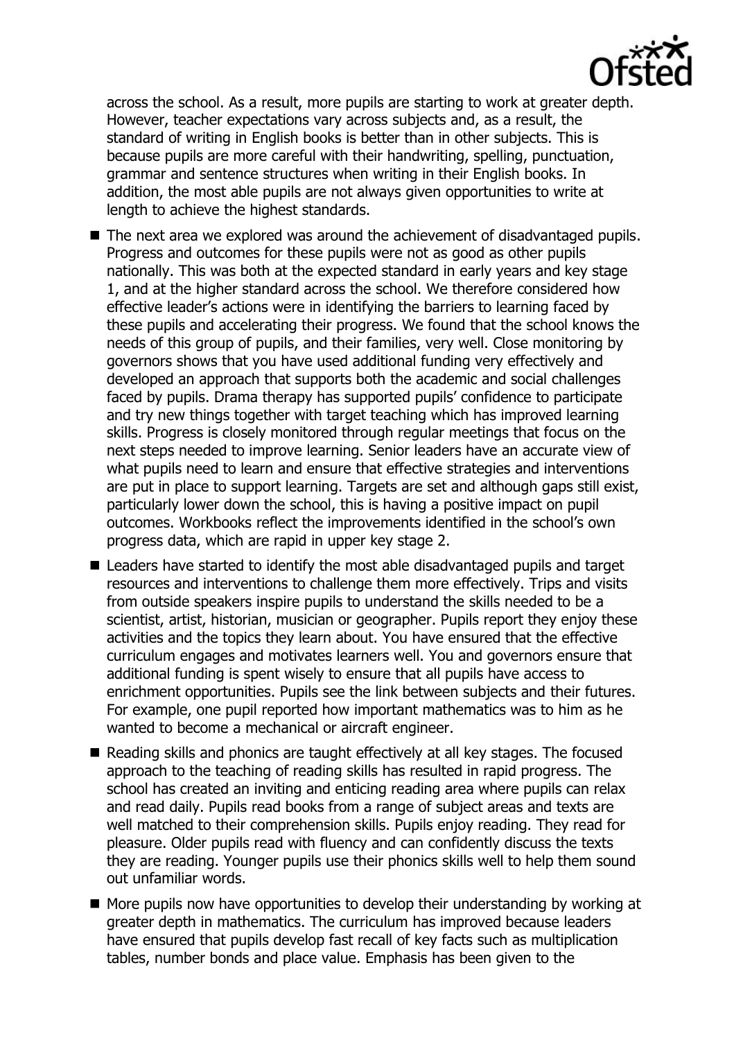across the school. As a result, more pupils are starting to work at greater depth. However, teacher expectations vary across subjects and, as a result, the standard of writing in English books is better than in other subjects. This is because pupils are more careful with their handwriting, spelling, punctuation, grammar and sentence structures when writing in their English books. In addition, the most able pupils are not always given opportunities to write at length to achieve the highest standards.

- The next area we explored was around the achievement of disadvantaged pupils. Progress and outcomes for these pupils were not as good as other pupils nationally. This was both at the expected standard in early years and key stage 1, and at the higher standard across the school. We therefore considered how effective leader's actions were in identifying the barriers to learning faced by these pupils and accelerating their progress. We found that the school knows the needs of this group of pupils, and their families, very well. Close monitoring by governors shows that you have used additional funding very effectively and developed an approach that supports both the academic and social challenges faced by pupils. Drama therapy has supported pupils' confidence to participate and try new things together with target teaching which has improved learning skills. Progress is closely monitored through regular meetings that focus on the next steps needed to improve learning. Senior leaders have an accurate view of what pupils need to learn and ensure that effective strategies and interventions are put in place to support learning. Targets are set and although gaps still exist, particularly lower down the school, this is having a positive impact on pupil outcomes. Workbooks reflect the improvements identified in the school's own progress data, which are rapid in upper key stage 2.
- Leaders have started to identify the most able disadvantaged pupils and target resources and interventions to challenge them more effectively. Trips and visits from outside speakers inspire pupils to understand the skills needed to be a scientist, artist, historian, musician or geographer. Pupils report they enjoy these activities and the topics they learn about. You have ensured that the effective curriculum engages and motivates learners well. You and governors ensure that additional funding is spent wisely to ensure that all pupils have access to enrichment opportunities. Pupils see the link between subjects and their futures. For example, one pupil reported how important mathematics was to him as he wanted to become a mechanical or aircraft engineer.
- Reading skills and phonics are taught effectively at all key stages. The focused approach to the teaching of reading skills has resulted in rapid progress. The school has created an inviting and enticing reading area where pupils can relax and read daily. Pupils read books from a range of subject areas and texts are well matched to their comprehension skills. Pupils enjoy reading. They read for pleasure. Older pupils read with fluency and can confidently discuss the texts they are reading. Younger pupils use their phonics skills well to help them sound out unfamiliar words.
- More pupils now have opportunities to develop their understanding by working at greater depth in mathematics. The curriculum has improved because leaders have ensured that pupils develop fast recall of key facts such as multiplication tables, number bonds and place value. Emphasis has been given to the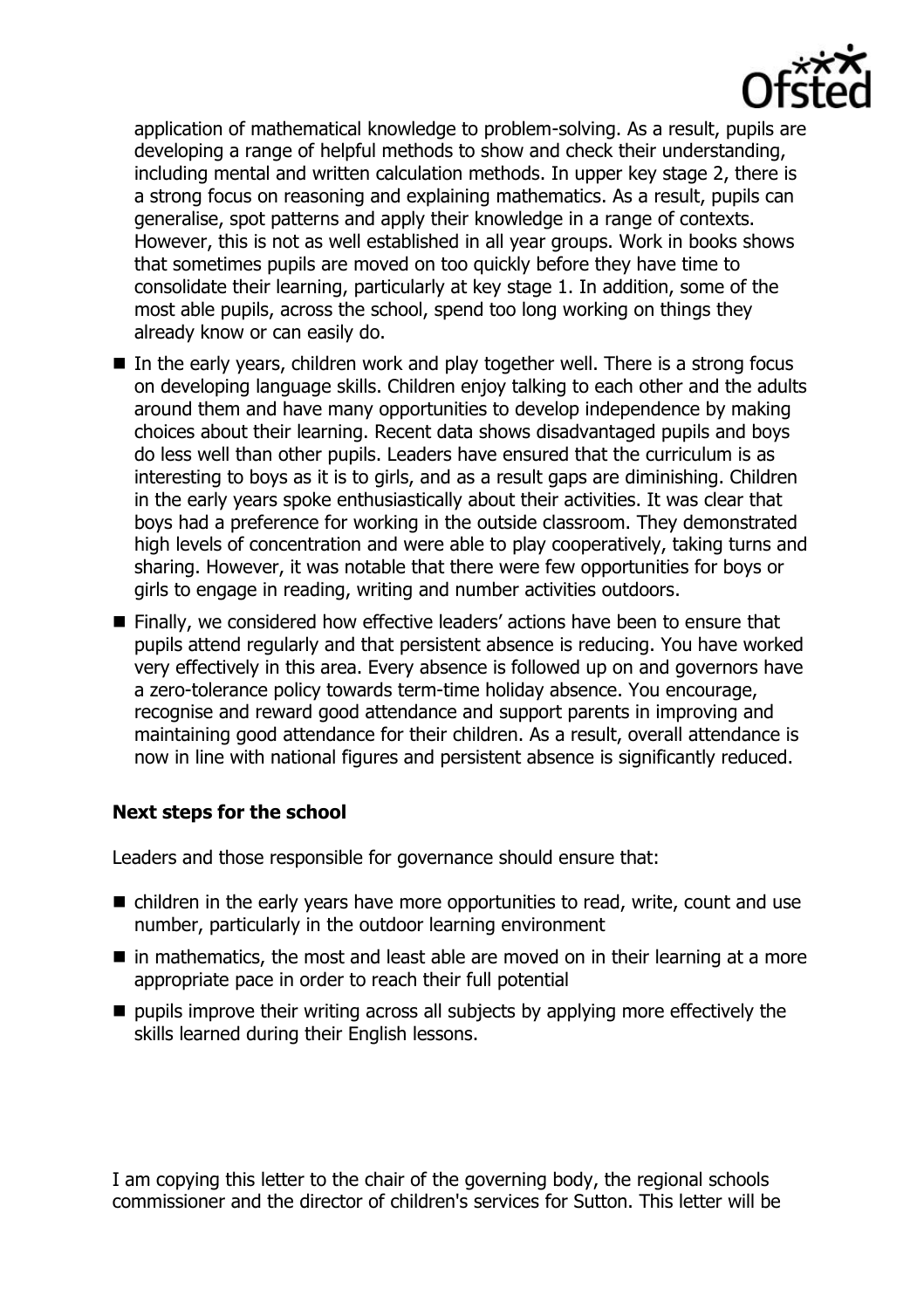application of mathematical knowledge to problem-solving. As a result, pupils are developing a range of helpful methods to show and check their understanding, including mental and written calculation methods. In upper key stage 2, there is a strong focus on reasoning and explaining mathematics. As a result, pupils can generalise, spot patterns and apply their knowledge in a range of contexts. However, this is not as well established in all year groups. Work in books shows that sometimes pupils are moved on too quickly before they have time to consolidate their learning, particularly at key stage 1. In addition, some of the most able pupils, across the school, spend too long working on things they already know or can easily do.

- In the early years, children work and play together well. There is a strong focus on developing language skills. Children enjoy talking to each other and the adults around them and have many opportunities to develop independence by making choices about their learning. Recent data shows disadvantaged pupils and boys do less well than other pupils. Leaders have ensured that the curriculum is as interesting to boys as it is to girls, and as a result gaps are diminishing. Children in the early years spoke enthusiastically about their activities. It was clear that boys had a preference for working in the outside classroom. They demonstrated high levels of concentration and were able to play cooperatively, taking turns and sharing. However, it was notable that there were few opportunities for boys or girls to engage in reading, writing and number activities outdoors.
- Finally, we considered how effective leaders' actions have been to ensure that pupils attend regularly and that persistent absence is reducing. You have worked very effectively in this area. Every absence is followed up on and governors have a zero-tolerance policy towards term-time holiday absence. You encourage, recognise and reward good attendance and support parents in improving and maintaining good attendance for their children. As a result, overall attendance is now in line with national figures and persistent absence is significantly reduced.

### Next steps for the school

Leaders and those responsible for governance should ensure that:

- children in the early years have more opportunities to read, write, count and use number, particularly in the outdoor learning environment
- in mathematics, the most and least able are moved on in their learning at a more appropriate pace in order to reach their full potential
- pupils improve their writing across all subjects by applying more effectively the skills learned during their English lessons.

I am copying this letter to the chair of the governing body, the regional schools commissioner and the director of children's services for Sutton. This letter will be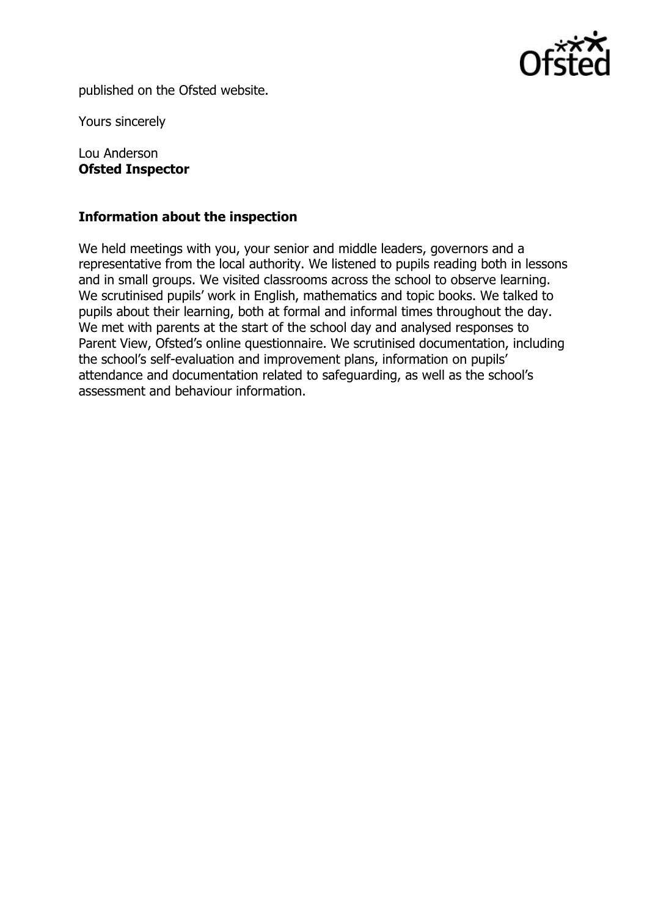published on the Ofsted website.

Yours sincerely

Lou Anderson
**Ofsted Inspector**

## Information about the inspection

We held meetings with you, your senior and middle leaders, governors and a representative from the local authority. We listened to pupils reading both in lessons and in small groups. We visited classrooms across the school to observe learning. We scrutinised pupils' work in English, mathematics and topic books. We talked to pupils about their learning, both at formal and informal times throughout the day. We met with parents at the start of the school day and analysed responses to Parent View, Ofsted's online questionnaire. We scrutinised documentation, including the school's self-evaluation and improvement plans, information on pupils' attendance and documentation related to safeguarding, as well as the school's assessment and behaviour information.